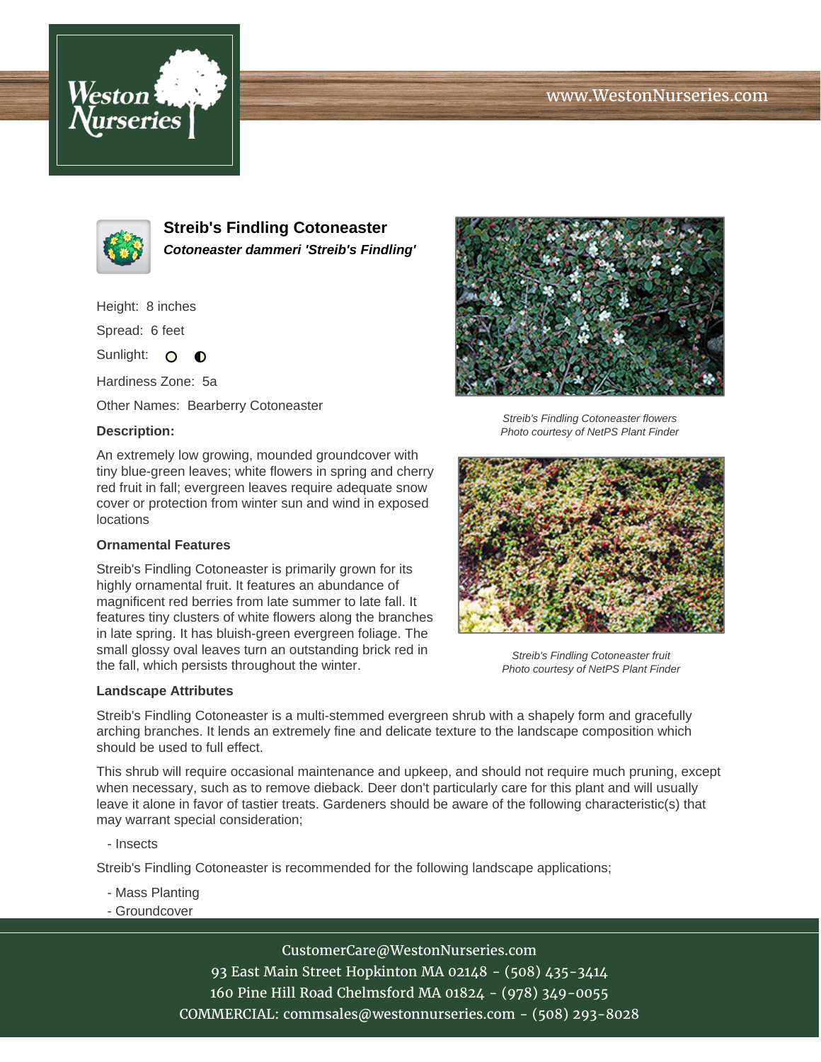# Streib's Findling Cotoneaster

***Cotoneaster dammeri 'Streib's Findling'***

Height: 8 inches

Spread: 6 feet

Sunlight:

Hardiness Zone: 5a

Other Names: Bearberry Cotoneaster

### Description:

An extremely low growing, mounded groundcover with tiny blue-green leaves; white flowers in spring and cherry red fruit in fall; evergreen leaves require adequate snow cover or protection from winter sun and wind in exposed locations

### Ornamental Features

Streib's Findling Cotoneaster is primarily grown for its highly ornamental fruit. It features an abundance of magnificent red berries from late summer to late fall. It features tiny clusters of white flowers along the branches in late spring. It has bluish-green evergreen foliage. The small glossy oval leaves turn an outstanding brick red in the fall, which persists throughout the winter.

*Streib's Findling Cotoneaster flowers*
*Photo courtesy of NetPS Plant Finder*

*Streib's Findling Cotoneaster fruit*
*Photo courtesy of NetPS Plant Finder*

### Landscape Attributes

Streib's Findling Cotoneaster is a multi-stemmed evergreen shrub with a shapely form and gracefully arching branches. It lends an extremely fine and delicate texture to the landscape composition which should be used to full effect.

This shrub will require occasional maintenance and upkeep, and should not require much pruning, except when necessary, such as to remove dieback. Deer don't particularly care for this plant and will usually leave it alone in favor of tastier treats. Gardeners should be aware of the following characteristic(s) that may warrant special consideration;

- Insects

Streib's Findling Cotoneaster is recommended for the following landscape applications;

- Mass Planting
- Groundcover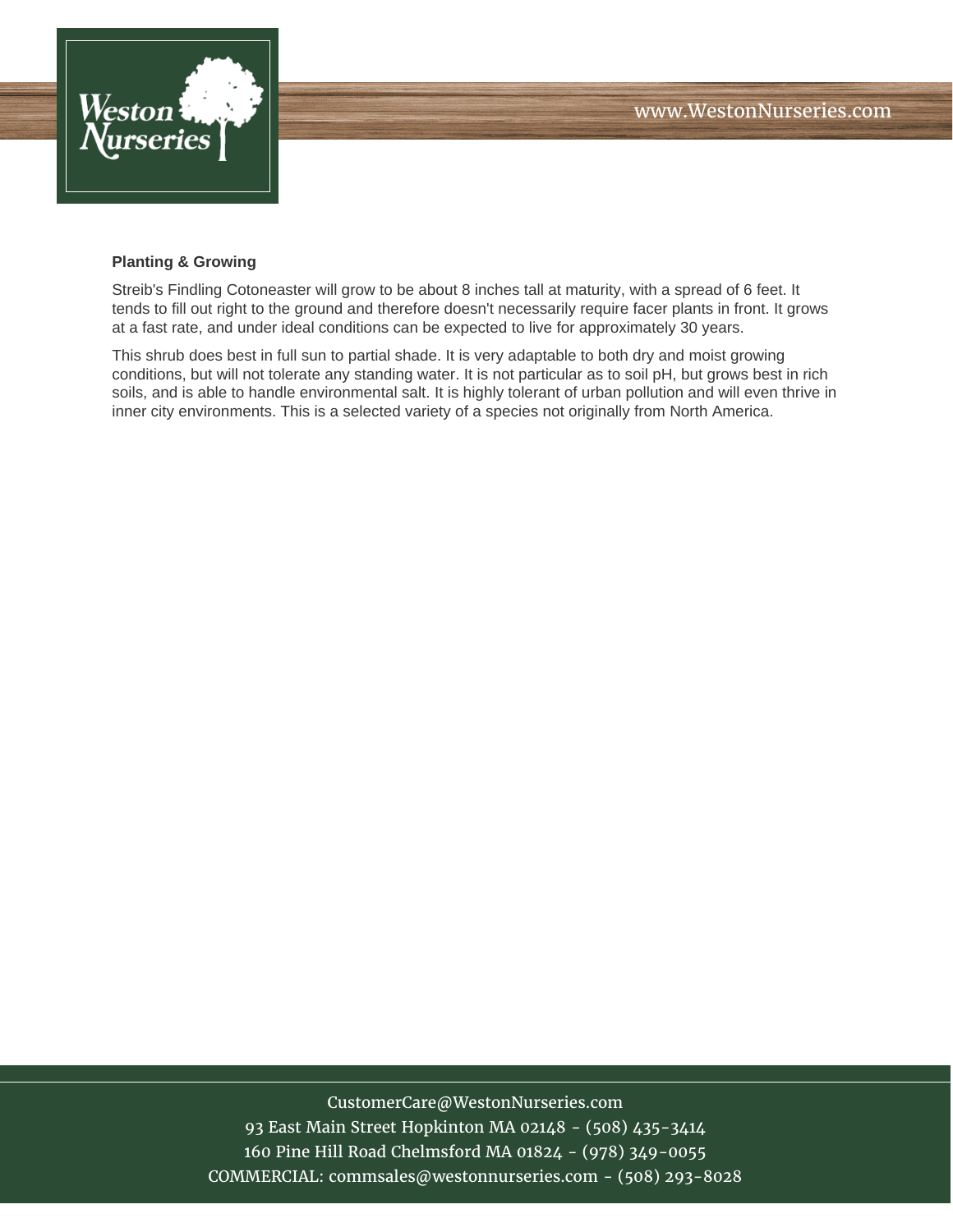**Planting & Growing**

Streib's Findling Cotoneaster will grow to be about 8 inches tall at maturity, with a spread of 6 feet. It tends to fill out right to the ground and therefore doesn't necessarily require facer plants in front. It grows at a fast rate, and under ideal conditions can be expected to live for approximately 30 years.

This shrub does best in full sun to partial shade. It is very adaptable to both dry and moist growing conditions, but will not tolerate any standing water. It is not particular as to soil pH, but grows best in rich soils, and is able to handle environmental salt. It is highly tolerant of urban pollution and will even thrive in inner city environments. This is a selected variety of a species not originally from North America.